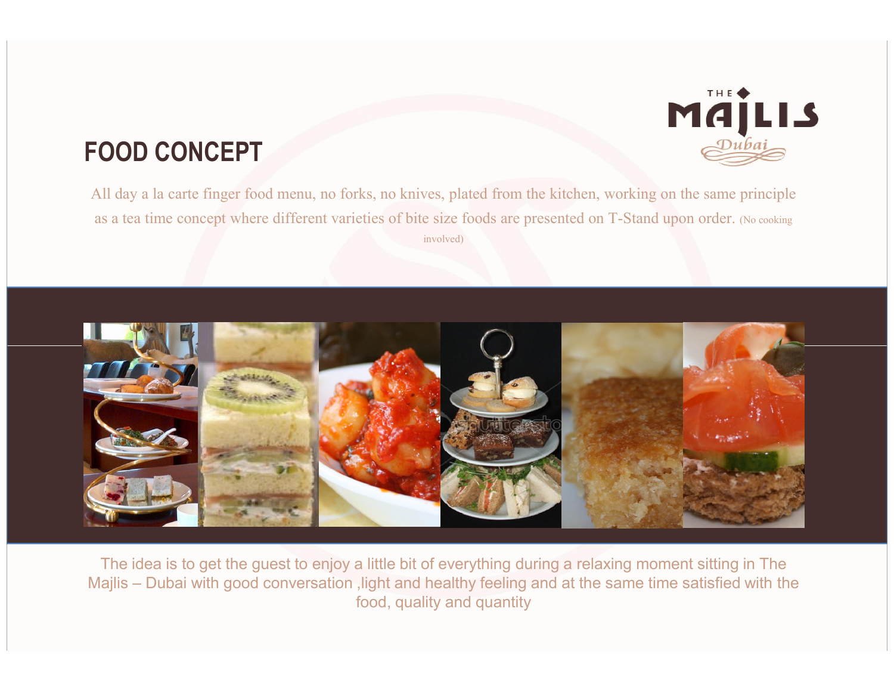THE MAJLIS Dubai

# FOOD CONCEPT

All day a la carte finger food menu, no forks, no knives, plated from the kitchen, working on the same principle as a tea time concept where different varieties of bite size foods are presented on T-Stand upon order. (No cooking involved)

The idea is to get the guest to enjoy a little bit of everything during a relaxing moment sitting in The Majlis – Dubai with good conversation ,light and healthy feeling and at the same time satisfied with the food, quality and quantity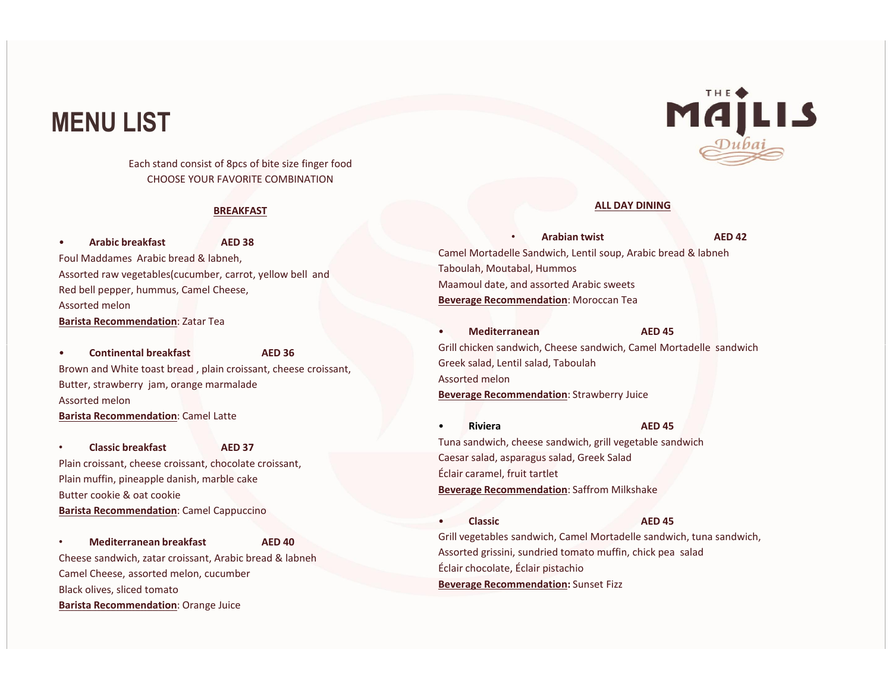# MENU LIST

THE MAJLIS Dubai

Each stand consist of 8pcs of bite size finger food
CHOOSE YOUR FAVORITE COMBINATION

## BREAKFAST

- **Arabic breakfast** **AED 38**

Foul Maddames Arabic bread & labneh,
Assorted raw vegetables(cucumber, carrot, yellow bell and
Red bell pepper, hummus, Camel Cheese,
Assorted melon
**Barista Recommendation**: Zatar Tea

- **Continental breakfast** **AED 36**

Brown and White toast bread , plain croissant, cheese croissant,
Butter, strawberry jam, orange marmalade
Assorted melon
**Barista Recommendation**: Camel Latte

- **Classic breakfast** **AED 37**

Plain croissant, cheese croissant, chocolate croissant,
Plain muffin, pineapple danish, marble cake
Butter cookie & oat cookie
**Barista Recommendation**: Camel Cappuccino

- **Mediterranean breakfast** **AED 40**

Cheese sandwich, zatar croissant, Arabic bread & labneh
Camel Cheese, assorted melon, cucumber
Black olives, sliced tomato
**Barista Recommendation**: Orange Juice

## ALL DAY DINING

- **Arabian twist** **AED 42**

Camel Mortadelle Sandwich, Lentil soup, Arabic bread & labneh
Taboulah, Moutabal, Hummos
Maamoul date, and assorted Arabic sweets
**Beverage Recommendation**: Moroccan Tea

- **Mediterranean** **AED 45**

Grill chicken sandwich, Cheese sandwich, Camel Mortadelle sandwich
Greek salad, Lentil salad, Taboulah
Assorted melon
**Beverage Recommendation**: Strawberry Juice

- **Riviera** **AED 45**

Tuna sandwich, cheese sandwich, grill vegetable sandwich
Caesar salad, asparagus salad, Greek Salad
Éclair caramel, fruit tartlet
**Beverage Recommendation**: Saffrom Milkshake

- **Classic** **AED 45**

Grill vegetables sandwich, Camel Mortadelle sandwich, tuna sandwich,
Assorted grissini, sundried tomato muffin, chick pea salad
Éclair chocolate, Éclair pistachio
**Beverage Recommendation:** Sunset Fizz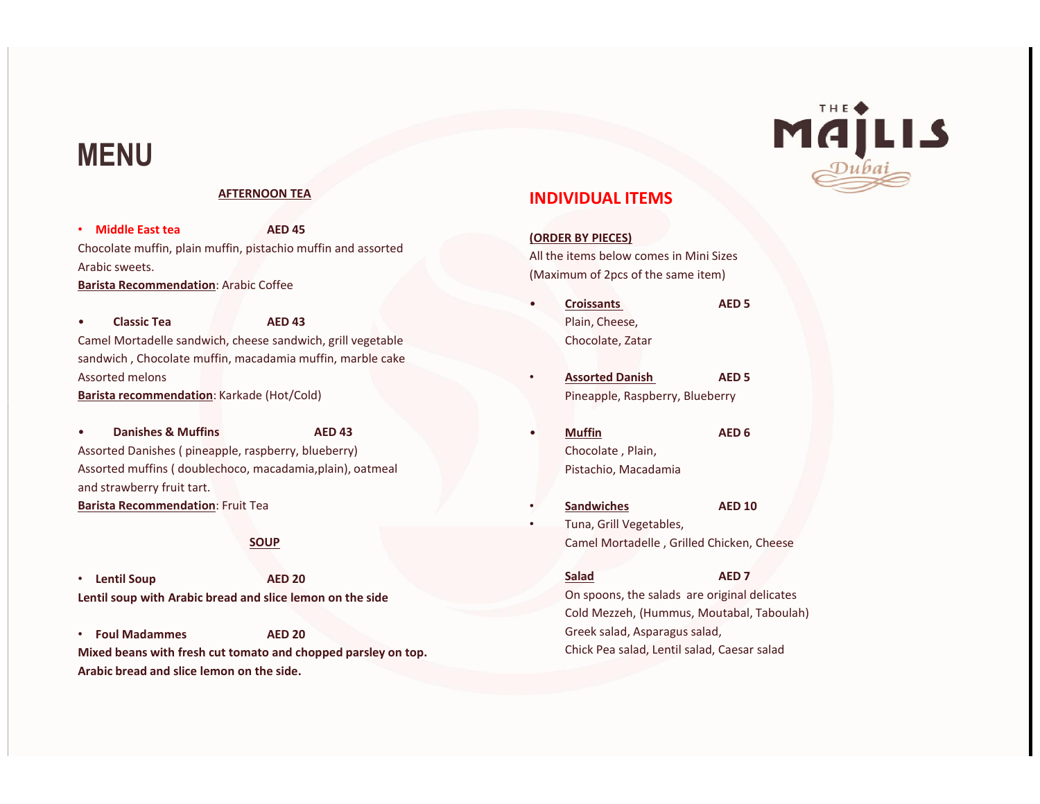# MENU

## AFTERNOON TEA

- **Middle East tea** **AED 45**

Chocolate muffin, plain muffin, pistachio muffin and assorted Arabic sweets.

**Barista Recommendation**: Arabic Coffee

- **Classic Tea** **AED 43**

Camel Mortadelle sandwich, cheese sandwich, grill vegetable sandwich , Chocolate muffin, macadamia muffin, marble cake Assorted melons

**Barista recommendation**: Karkade (Hot/Cold)

- **Danishes & Muffins** **AED 43**

Assorted Danishes ( pineapple, raspberry, blueberry)
Assorted muffins ( doublechoco, macadamia,plain), oatmeal and strawberry fruit tart.

**Barista Recommendation**: Fruit Tea

## SOUP

- **Lentil Soup** **AED 20**

**Lentil soup with Arabic bread and slice lemon on the side**

- **Foul Madammes** **AED 20**

**Mixed beans with fresh cut tomato and chopped parsley on top. Arabic bread and slice lemon on the side.**

## INDIVIDUAL ITEMS

**(ORDER BY PIECES)**

All the items below comes in Mini Sizes
(Maximum of 2pcs of the same item)

- **Croissants** **AED 5**
  Plain, Cheese, Chocolate, Zatar

- **Assorted Danish** **AED 5**
  Pineapple, Raspberry, Blueberry

- **Muffin** **AED 6**
  Chocolate , Plain, Pistachio, Macadamia

- **Sandwiches** **AED 10**
- Tuna, Grill Vegetables, Camel Mortadelle , Grilled Chicken, Cheese

**Salad** **AED 7**

On spoons, the salads are original delicates
Cold Mezzeh, (Hummus, Moutabal, Taboulah)
Greek salad, Asparagus salad,
Chick Pea salad, Lentil salad, Caesar salad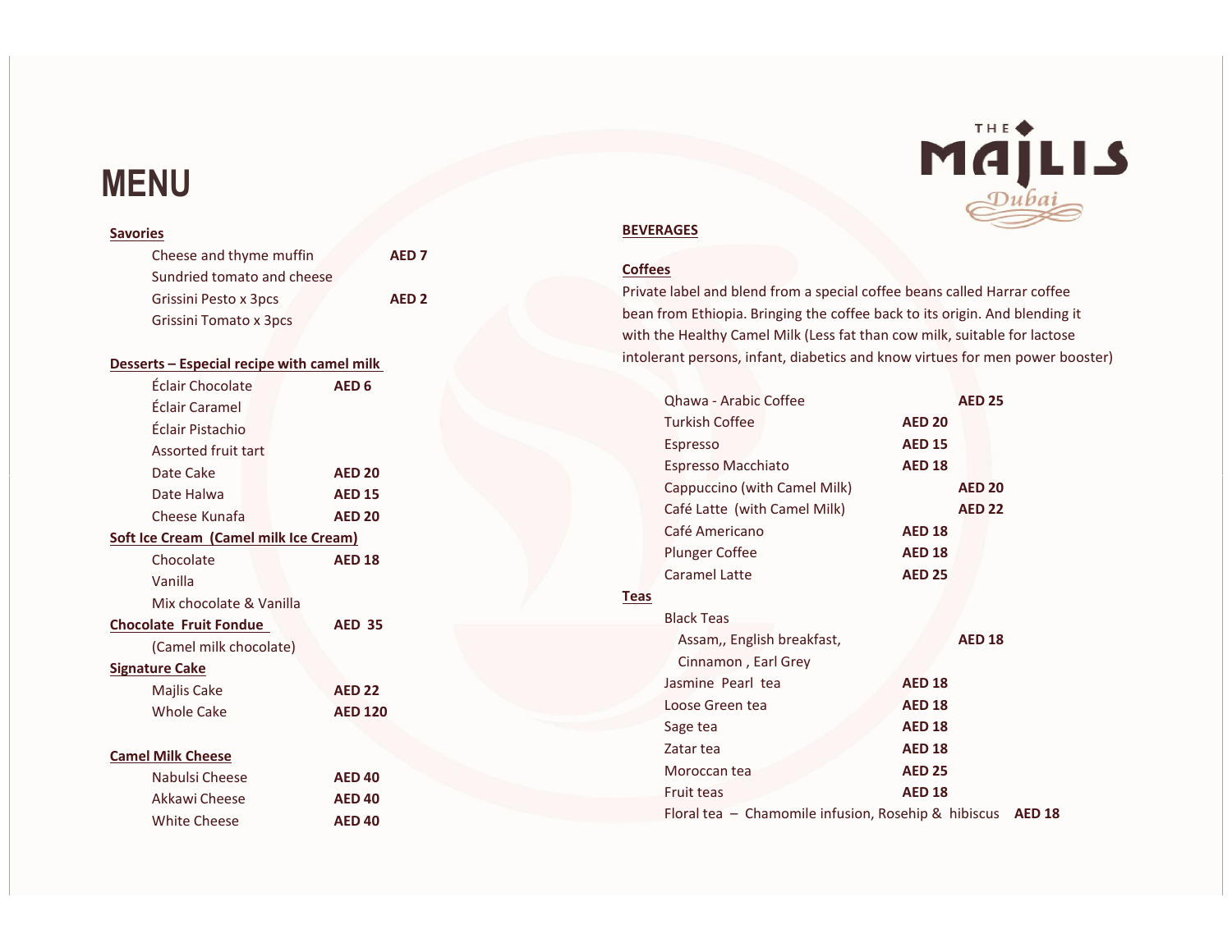# MENU

THE MAJLIS Dubai

## Savories

| Item | Price |
|---|---|
| Cheese and thyme muffin | AED 7 |
| Sundried tomato and cheese | |
| Grissini Pesto x 3pcs | AED 2 |
| Grissini Tomato x 3pcs | |

## Desserts – Especial recipe with camel milk

| Item | Price |
|---|---|
| Éclair Chocolate | AED 6 |
| Éclair Caramel | |
| Éclair Pistachio | |
| Assorted fruit tart | |
| Date Cake | AED 20 |
| Date Halwa | AED 15 |
| Cheese Kunafa | AED 20 |

## Soft Ice Cream (Camel milk Ice Cream)

| Item | Price |
|---|---|
| Chocolate | AED 18 |
| Vanilla | |
| Mix chocolate & Vanilla | |

## Chocolate Fruit Fondue — AED 35

(Camel milk chocolate)

## Signature Cake

| Item | Price |
|---|---|
| Majlis Cake | AED 22 |
| Whole Cake | AED 120 |

## Camel Milk Cheese

| Item | Price |
|---|---|
| Nabulsi Cheese | AED 40 |
| Akkawi Cheese | AED 40 |
| White Cheese | AED 40 |

## BEVERAGES

### Coffees

Private label and blend from a special coffee beans called Harrar coffee bean from Ethiopia. Bringing the coffee back to its origin. And blending it with the Healthy Camel Milk (Less fat than cow milk, suitable for lactose intolerant persons, infant, diabetics and know virtues for men power booster)

| Item | Price |
|---|---|
| Qhawa - Arabic Coffee | AED 25 |
| Turkish Coffee | AED 20 |
| Espresso | AED 15 |
| Espresso Macchiato | AED 18 |
| Cappuccino (with Camel Milk) | AED 20 |
| Café Latte (with Camel Milk) | AED 22 |
| Café Americano | AED 18 |
| Plunger Coffee | AED 18 |
| Caramel Latte | AED 25 |

### Teas

| Item | Price |
|---|---|
| Black Teas<br>Assam,, English breakfast, Cinnamon , Earl Grey | AED 18 |
| Jasmine Pearl tea | AED 18 |
| Loose Green tea | AED 18 |
| Sage tea | AED 18 |
| Zatar tea | AED 18 |
| Moroccan tea | AED 25 |
| Fruit teas | AED 18 |
| Floral tea – Chamomile infusion, Rosehip & hibiscus | AED 18 |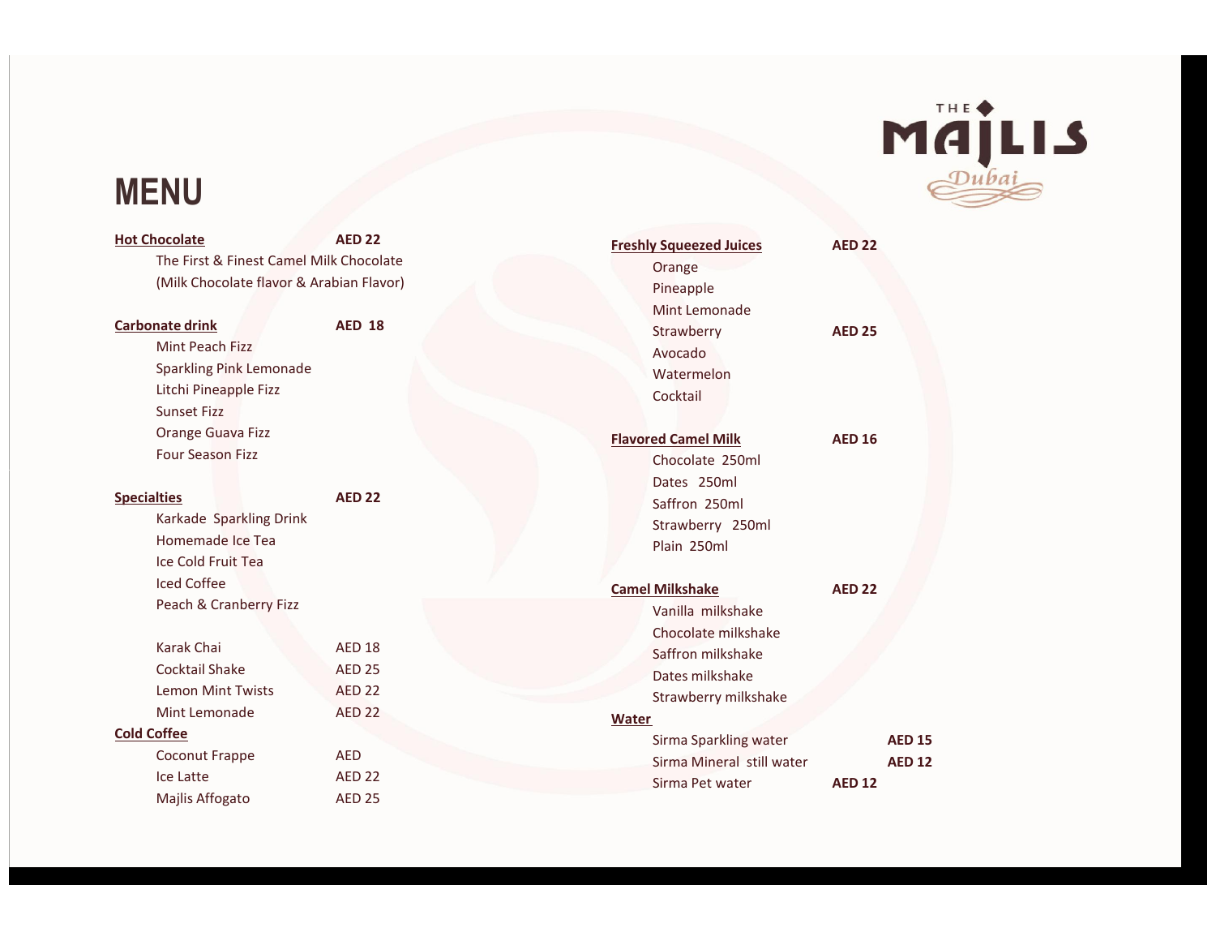THE MAJLIS Dubai

# MENU

**Hot Chocolate** **AED 22**

The First & Finest Camel Milk Chocolate
(Milk Chocolate flavor & Arabian Flavor)

**Carbonate drink** **AED 18**

- Mint Peach Fizz
- Sparkling Pink Lemonade
- Litchi Pineapple Fizz
- Sunset Fizz
- Orange Guava Fizz
- Four Season Fizz

**Specialties** **AED 22**

- Karkade Sparkling Drink
- Homemade Ice Tea
- Ice Cold Fruit Tea
- Iced Coffee
- Peach & Cranberry Fizz

| | |
|---|---|
| Karak Chai | AED 18 |
| Cocktail Shake | AED 25 |
| Lemon Mint Twists | AED 22 |
| Mint Lemonade | AED 22 |

**Cold Coffee**

| | |
|---|---|
| Coconut Frappe | AED |
| Ice Latte | AED 22 |
| Majlis Affogato | AED 25 |

**Freshly Squeezed Juices** **AED 22**

- Orange
- Pineapple
- Mint Lemonade
- Strawberry **AED 25**
- Avocado
- Watermelon
- Cocktail

**Flavored Camel Milk** **AED 16**

- Chocolate 250ml
- Dates 250ml
- Saffron 250ml
- Strawberry 250ml
- Plain 250ml

**Camel Milkshake** **AED 22**

- Vanilla milkshake
- Chocolate milkshake
- Saffron milkshake
- Dates milkshake
- Strawberry milkshake

**Water**

| | |
|---|---|
| Sirma Sparkling water | **AED 15** |
| Sirma Mineral still water | **AED 12** |
| Sirma Pet water | **AED 12** |